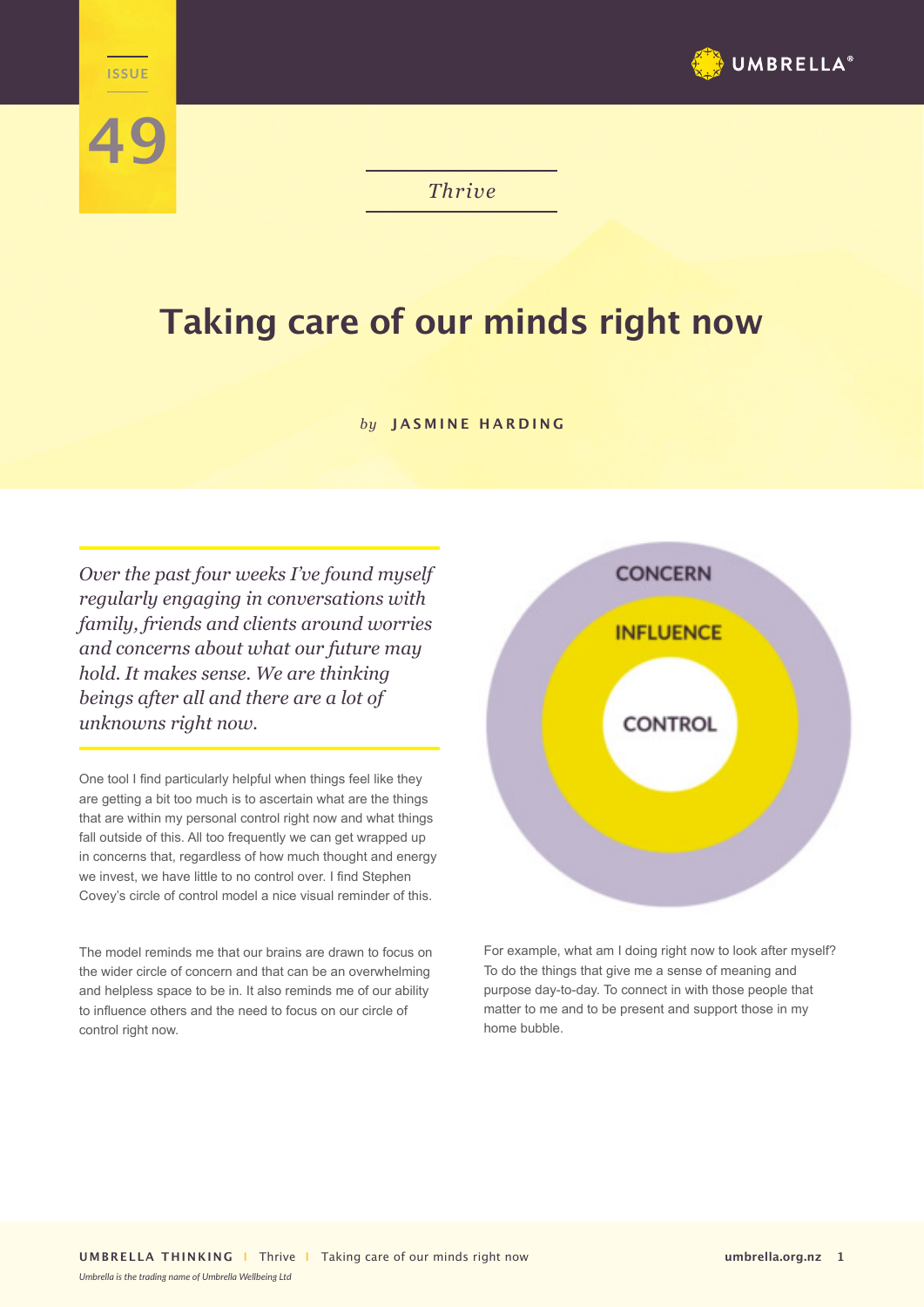ISSUE 49

*Thrive*

# Taking care of our minds right now

*by* **JASMINE HARDING**

*Over the past four weeks I've found myself regularly engaging in conversations with family, friends and clients around worries and concerns about what our future may hold. It makes sense. We are thinking beings after all and there are a lot of unknowns right now.*

One tool I find particularly helpful when things feel like they are getting a bit too much is to ascertain what are the things that are within my personal control right now and what things fall outside of this. All too frequently we can get wrapped up in concerns that, regardless of how much thought and energy we invest, we have little to no control over. I find Stephen Covey's circle of control model a nice visual reminder of this.

CONCERN

INFLUENCE

CONTROL

The model reminds me that our brains are drawn to focus on the wider circle of concern and that can be an overwhelming and helpless space to be in. It also reminds me of our ability to influence others and the need to focus on our circle of control right now.

For example, what am I doing right now to look after myself? To do the things that give me a sense of meaning and purpose day-to-day. To connect in with those people that matter to me and to be present and support those in my home bubble.

*Umbrella is the trading name of Umbrella Wellbeing Ltd*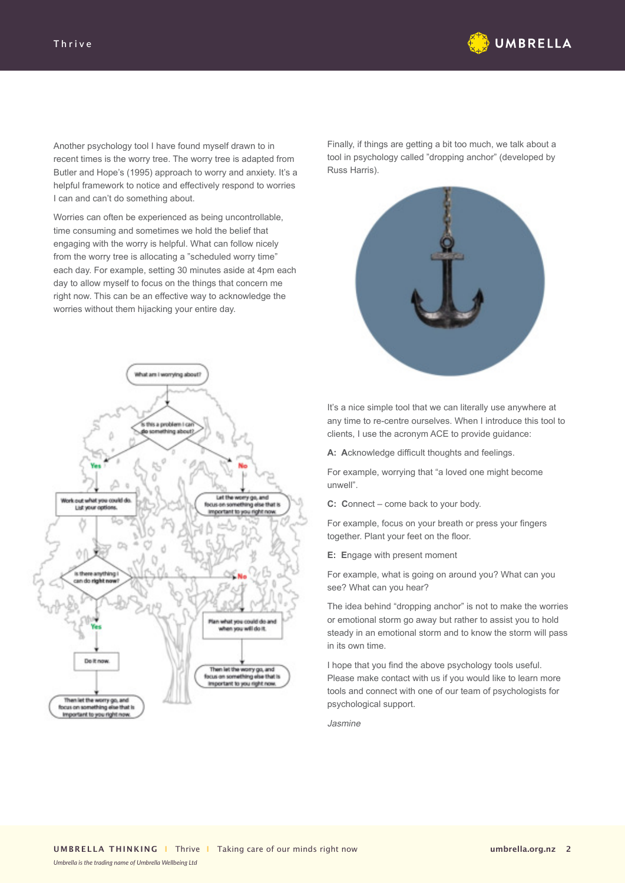Another psychology tool I have found myself drawn to in recent times is the worry tree. The worry tree is adapted from Butler and Hope's (1995) approach to worry and anxiety. It's a helpful framework to notice and effectively respond to worries I can and can't do something about.

Worries can often be experienced as being uncontrollable, time consuming and sometimes we hold the belief that engaging with the worry is helpful. What can follow nicely from the worry tree is allocating a "scheduled worry time" each day. For example, setting 30 minutes aside at 4pm each day to allow myself to focus on the things that concern me right now. This can be an effective way to acknowledge the worries without them hijacking your entire day.

What am I worrying about?

Is this a problem I can do something about?

Yes

No

Work out what you could do. List your options.

Let the worry go, and focus on something else that is important to you right now.

Is there anything I can do **right now**?

No

Yes

Plan what you could do and when you will do it.

Do it now.

Then let the worry go, and focus on something else that is important to you right now.

Then let the worry go, and focus on something else that is important to you right now.

Finally, if things are getting a bit too much, we talk about a tool in psychology called "dropping anchor" (developed by Russ Harris).

It's a nice simple tool that we can literally use anywhere at any time to re-centre ourselves. When I introduce this tool to clients, I use the acronym ACE to provide guidance:

**A: A**cknowledge difficult thoughts and feelings.

For example, worrying that "a loved one might become unwell".

**C: C**onnect – come back to your body.

For example, focus on your breath or press your fingers together. Plant your feet on the floor.

**E: E**ngage with present moment

For example, what is going on around you? What can you see? What can you hear?

The idea behind "dropping anchor" is not to make the worries or emotional storm go away but rather to assist you to hold steady in an emotional storm and to know the storm will pass in its own time.

I hope that you find the above psychology tools useful. Please make contact with us if you would like to learn more tools and connect with one of our team of psychologists for psychological support.

*Jasmine*

Umbrella is the trading name of Umbrella Wellbeing Ltd